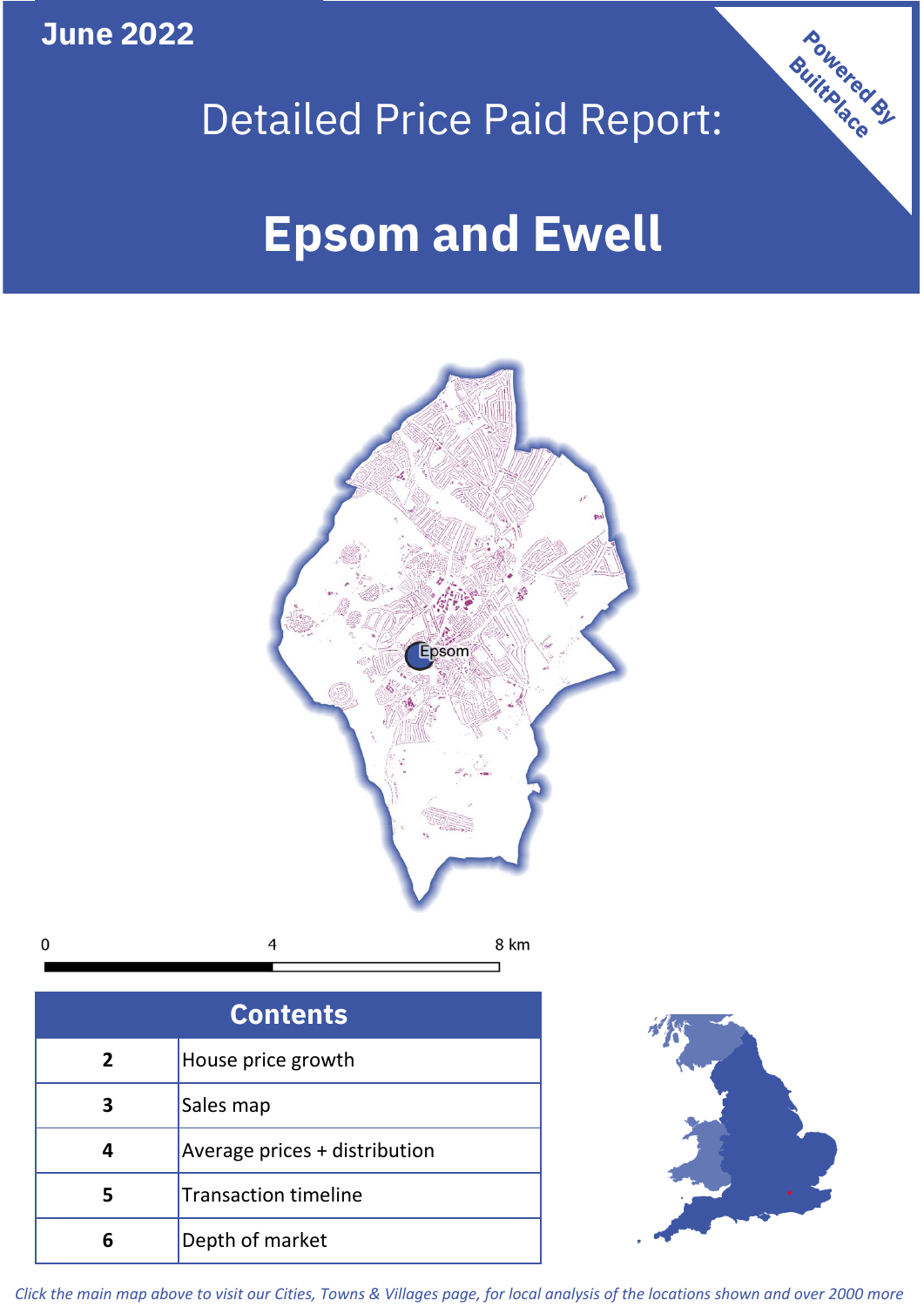June 2022

Powered By BuiltPlace

# Detailed Price Paid Report:

# Epsom and Ewell

Epsom

0 4 8 km

| Contents | |
|---|---|
| 2 | House price growth |
| 3 | Sales map |
| 4 | Average prices + distribution |
| 5 | Transaction timeline |
| 6 | Depth of market |

*Click the main map above to visit our Cities, Towns & Villages page, for local analysis of the locations shown and over 2000 more*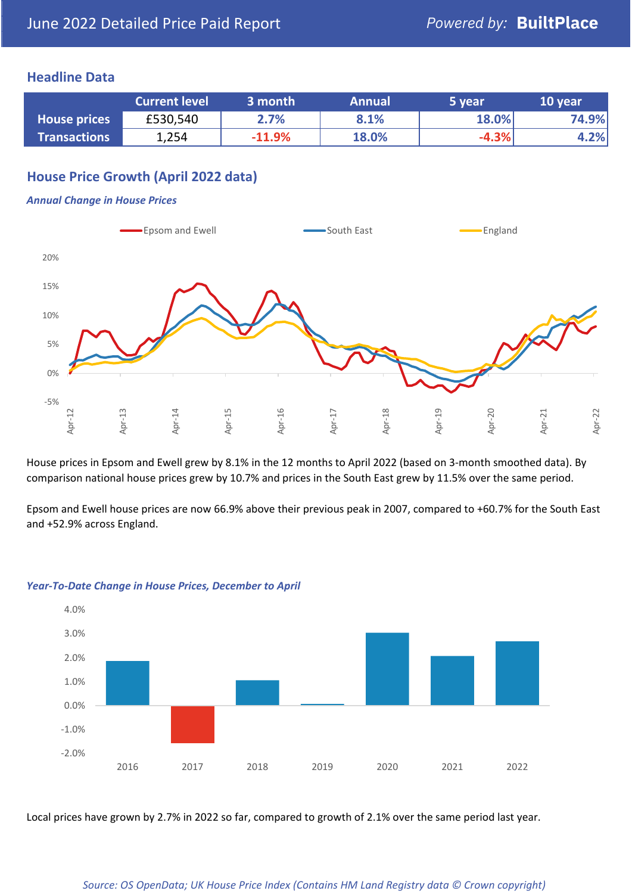# June 2022 Detailed Price Paid Report

Powered by: **BuiltPlace**

## Headline Data

| | Current level | 3 month | Annual | 5 year | 10 year |
|---|---|---|---|---|---|
| **House prices** | £530,540 | 2.7% | 8.1% | 18.0% | 74.9% |
| **Transactions** | 1,254 | -11.9% | 18.0% | -4.3% | 4.2% |

## House Price Growth (April 2022 data)

*Annual Change in House Prices*

House prices in Epsom and Ewell grew by 8.1% in the 12 months to April 2022 (based on 3-month smoothed data). By comparison national house prices grew by 10.7% and prices in the South East grew by 11.5% over the same period.

Epsom and Ewell house prices are now 66.9% above their previous peak in 2007, compared to +60.7% for the South East and +52.9% across England.

*Year-To-Date Change in House Prices, December to April*

Local prices have grown by 2.7% in 2022 so far, compared to growth of 2.1% over the same period last year.

*Source: OS OpenData; UK House Price Index (Contains HM Land Registry data © Crown copyright)*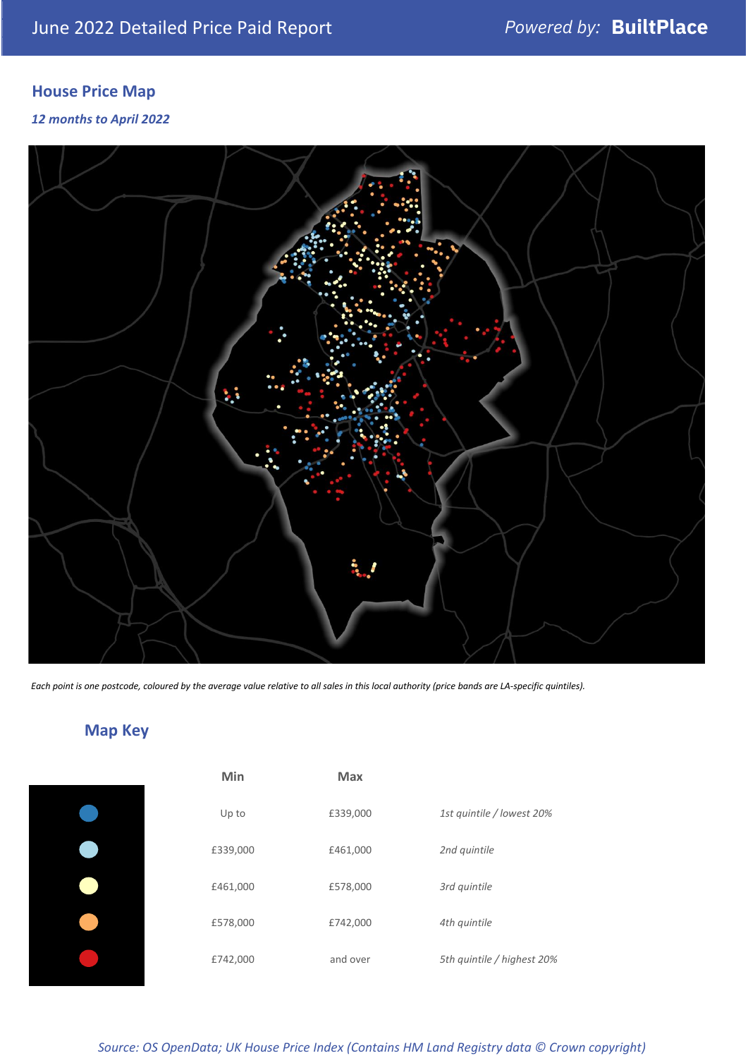June 2022 Detailed Price Paid Report

Powered by: **BuiltPlace**

## House Price Map

*12 months to April 2022*

*Each point is one postcode, coloured by the average value relative to all sales in this local authority (price bands are LA-specific quintiles).*

## Map Key

| | Min | Max | |
|---|---|---|---|
| | Up to | £339,000 | *1st quintile / lowest 20%* |
| | £339,000 | £461,000 | *2nd quintile* |
| | £461,000 | £578,000 | *3rd quintile* |
| | £578,000 | £742,000 | *4th quintile* |
| | £742,000 | and over | *5th quintile / highest 20%* |

*Source: OS OpenData; UK House Price Index (Contains HM Land Registry data © Crown copyright)*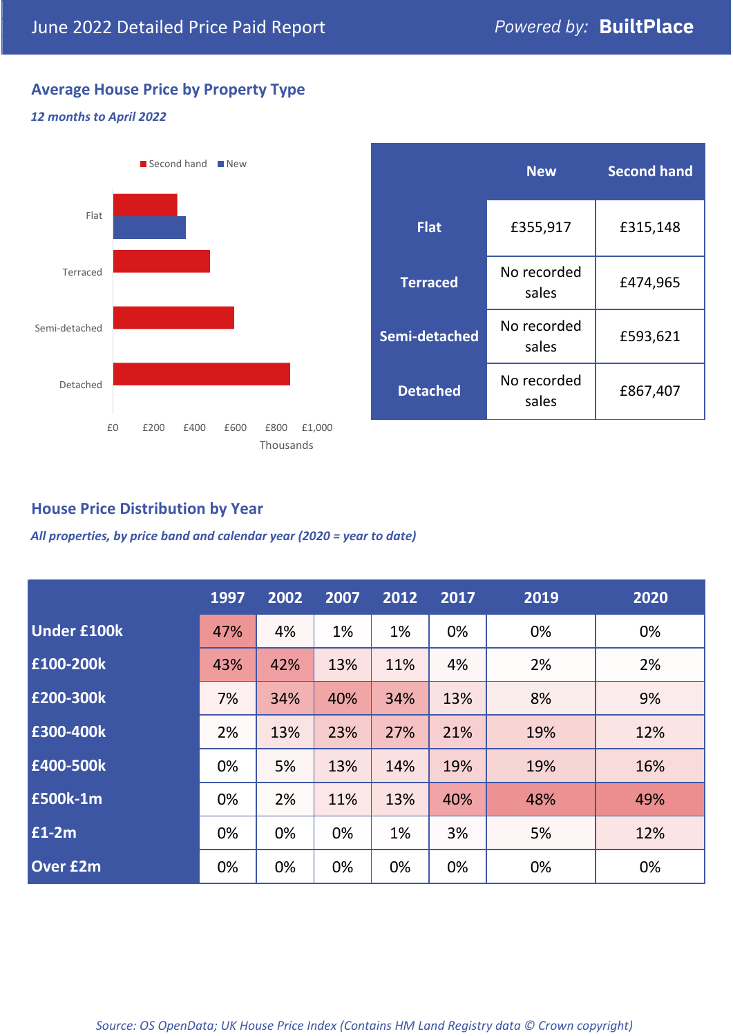# June 2022 Detailed Price Paid Report

*Powered by:* **BuiltPlace**

## Average House Price by Property Type

***12 months to April 2022***

| | New | Second hand |
|---|---|---|
| **Flat** | £355,917 | £315,148 |
| **Terraced** | No recorded sales | £474,965 |
| **Semi-detached** | No recorded sales | £593,621 |
| **Detached** | No recorded sales | £867,407 |

## House Price Distribution by Year

***All properties, by price band and calendar year (2020 = year to date)***

| | 1997 | 2002 | 2007 | 2012 | 2017 | 2019 | 2020 |
|---|---|---|---|---|---|---|---|
| **Under £100k** | 47% | 4% | 1% | 1% | 0% | 0% | 0% |
| **£100-200k** | 43% | 42% | 13% | 11% | 4% | 2% | 2% |
| **£200-300k** | 7% | 34% | 40% | 34% | 13% | 8% | 9% |
| **£300-400k** | 2% | 13% | 23% | 27% | 21% | 19% | 12% |
| **£400-500k** | 0% | 5% | 13% | 14% | 19% | 19% | 16% |
| **£500k-1m** | 0% | 2% | 11% | 13% | 40% | 48% | 49% |
| **£1-2m** | 0% | 0% | 0% | 1% | 3% | 5% | 12% |
| **Over £2m** | 0% | 0% | 0% | 0% | 0% | 0% | 0% |

*Source: OS OpenData; UK House Price Index (Contains HM Land Registry data © Crown copyright)*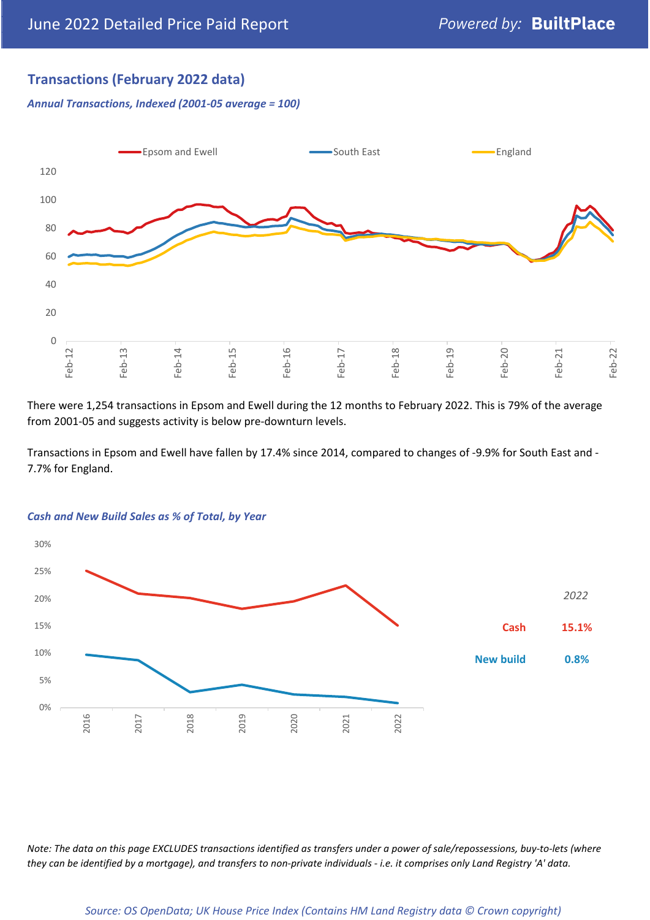## Transactions (February 2022 data)

*Annual Transactions, Indexed (2001-05 average = 100)*

There were 1,254 transactions in Epsom and Ewell during the 12 months to February 2022. This is 79% of the average from 2001-05 and suggests activity is below pre-downturn levels.

Transactions in Epsom and Ewell have fallen by 17.4% since 2014, compared to changes of -9.9% for South East and -7.7% for England.

*Cash and New Build Sales as % of Total, by Year*

| | 2022 |
|---|---|
| Cash | 15.1% |
| New build | 0.8% |

*Note: The data on this page EXCLUDES transactions identified as transfers under a power of sale/repossessions, buy-to-lets (where they can be identified by a mortgage), and transfers to non-private individuals - i.e. it comprises only Land Registry 'A' data.*

*Source: OS OpenData; UK House Price Index (Contains HM Land Registry data © Crown copyright)*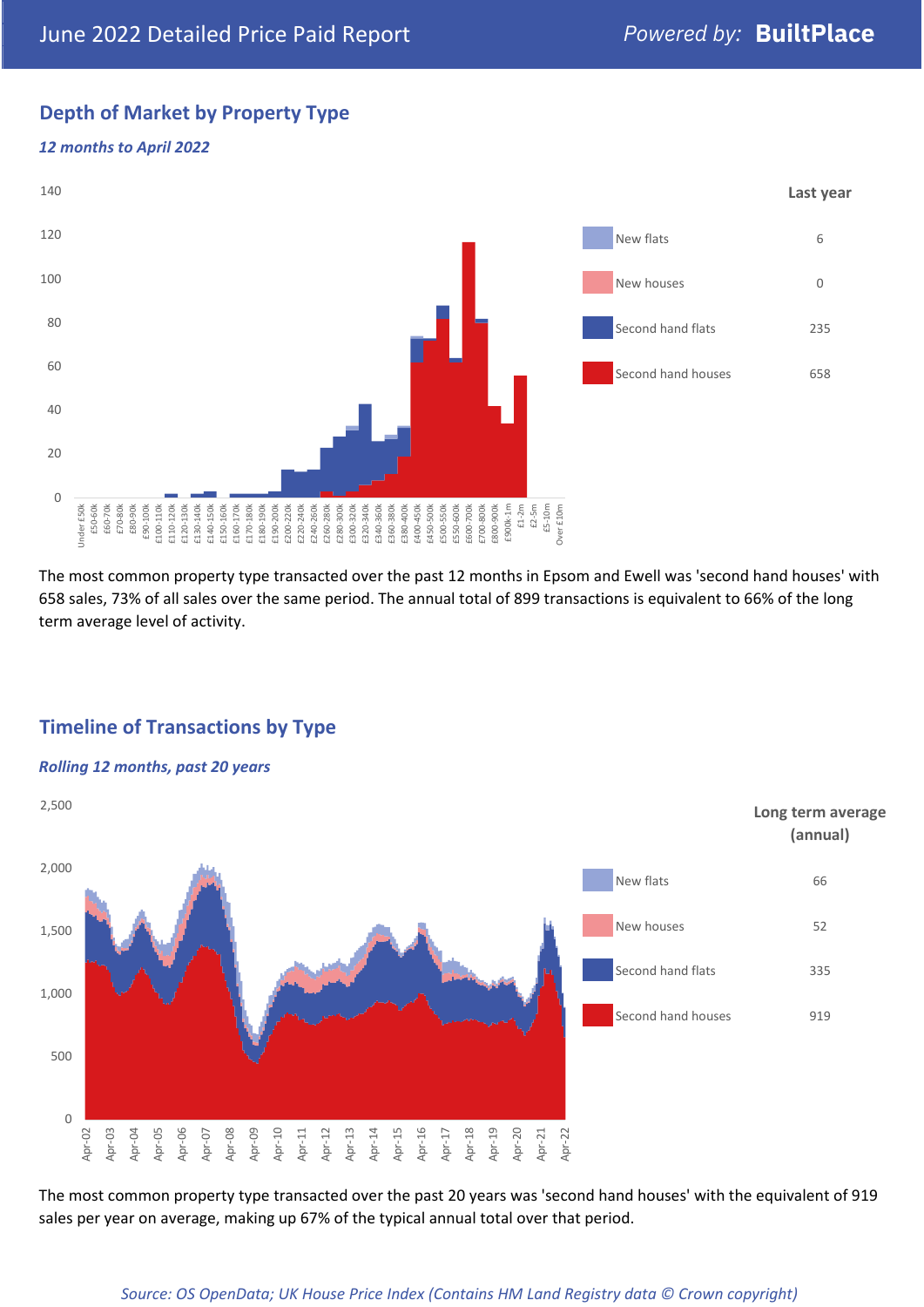June 2022 Detailed Price Paid Report

Powered by: **BuiltPlace**

## Depth of Market by Property Type

*12 months to April 2022*

140
120
100
80
60
40
20
0

Under £50k, £50-60k, £60-70k, £70-80k, £80-90k, £90-100k, £100-110k, £110-120k, £120-130k, £130-140k, £140-150k, £150-160k, £160-170k, £170-180k, £180-190k, £190-200k, £200-220k, £220-240k, £240-260k, £260-280k, £280-300k, £300-320k, £320-340k, £340-360k, £360-380k, £380-400k, £400-450k, £450-500k, £500-550k, £550-600k, £600-700k, £700-800k, £800-900k, £900k-1m, £1-2m, £2-5m, £5-10m, Over £10m

**Last year**

New flats 6

New houses 0

Second hand flats 235

Second hand houses 658

The most common property type transacted over the past 12 months in Epsom and Ewell was 'second hand houses' with 658 sales, 73% of all sales over the same period. The annual total of 899 transactions is equivalent to 66% of the long term average level of activity.

## Timeline of Transactions by Type

*Rolling 12 months, past 20 years*

2,500
2,000
1,500
1,000
500
0

Apr-02, Apr-03, Apr-04, Apr-05, Apr-06, Apr-07, Apr-08, Apr-09, Apr-10, Apr-11, Apr-12, Apr-13, Apr-14, Apr-15, Apr-16, Apr-17, Apr-18, Apr-19, Apr-20, Apr-21, Apr-22

**Long term average (annual)**

New flats 66

New houses 52

Second hand flats 335

Second hand houses 919

The most common property type transacted over the past 20 years was 'second hand houses' with the equivalent of 919 sales per year on average, making up 67% of the typical annual total over that period.

*Source: OS OpenData; UK House Price Index (Contains HM Land Registry data © Crown copyright)*